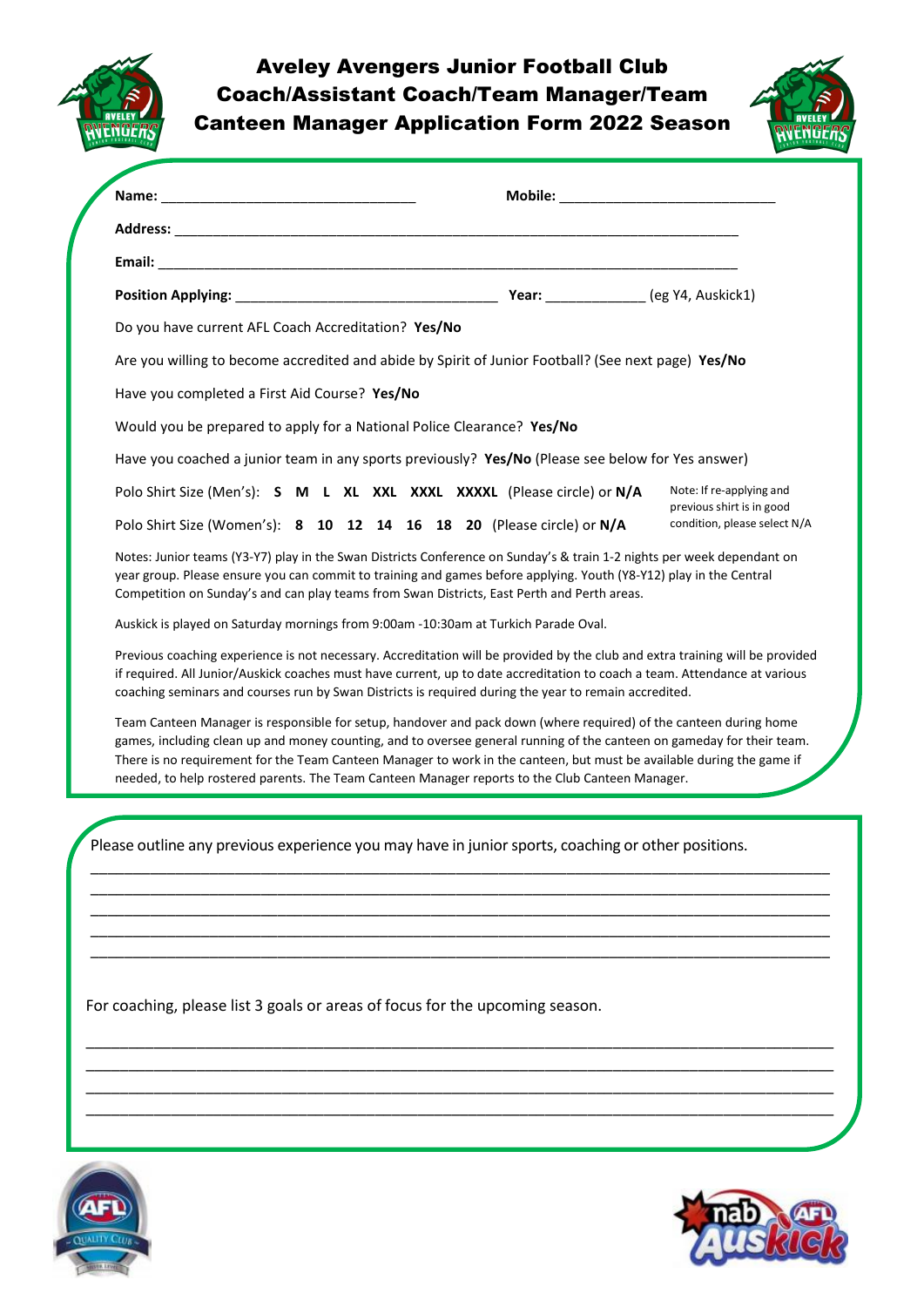# Aveley Avengers Junior Football Club Coach/Assistant Coach/Team Manager/Team Canteen Manager Application Form 2022 Season

**Name:** ______________________________ **Mobile:** __________________________

**Address:** ______________________________________________________________________

**Email:** ________________________________________________________________________

**Position Applying:** ________________________________ **Year:** ____________ (eg Y4, Auskick1)

Do you have current AFL Coach Accreditation? **Yes/No**

Are you willing to become accredited and abide by Spirit of Junior Football? (See next page) **Yes/No**

Have you completed a First Aid Course? **Yes/No**

Would you be prepared to apply for a National Police Clearance? **Yes/No**

Have you coached a junior team in any sports previously? **Yes/No** (Please see below for Yes answer)

Polo Shirt Size (Men's): **S M L XL XXL XXXL XXXXL** (Please circle) or **N/A**

Polo Shirt Size (Women's): **8 10 12 14 16 18 20** (Please circle) or **N/A**

Note: If re-applying and previous shirt is in good condition, please select N/A

Notes: Junior teams (Y3-Y7) play in the Swan Districts Conference on Sunday's & train 1-2 nights per week dependant on year group. Please ensure you can commit to training and games before applying. Youth (Y8-Y12) play in the Central Competition on Sunday's and can play teams from Swan Districts, East Perth and Perth areas.

Auskick is played on Saturday mornings from 9:00am -10:30am at Turkich Parade Oval.

Previous coaching experience is not necessary. Accreditation will be provided by the club and extra training will be provided if required. All Junior/Auskick coaches must have current, up to date accreditation to coach a team. Attendance at various coaching seminars and courses run by Swan Districts is required during the year to remain accredited.

Team Canteen Manager is responsible for setup, handover and pack down (where required) of the canteen during home games, including clean up and money counting, and to oversee general running of the canteen on gameday for their team. There is no requirement for the Team Canteen Manager to work in the canteen, but must be available during the game if needed, to help rostered parents. The Team Canteen Manager reports to the Club Canteen Manager.

Please outline any previous experience you may have in junior sports, coaching or other positions.

________________________________________________________________________________
________________________________________________________________________________
________________________________________________________________________________
________________________________________________________________________________
________________________________________________________________________________

For coaching, please list 3 goals or areas of focus for the upcoming season.

________________________________________________________________________________
________________________________________________________________________________
________________________________________________________________________________
________________________________________________________________________________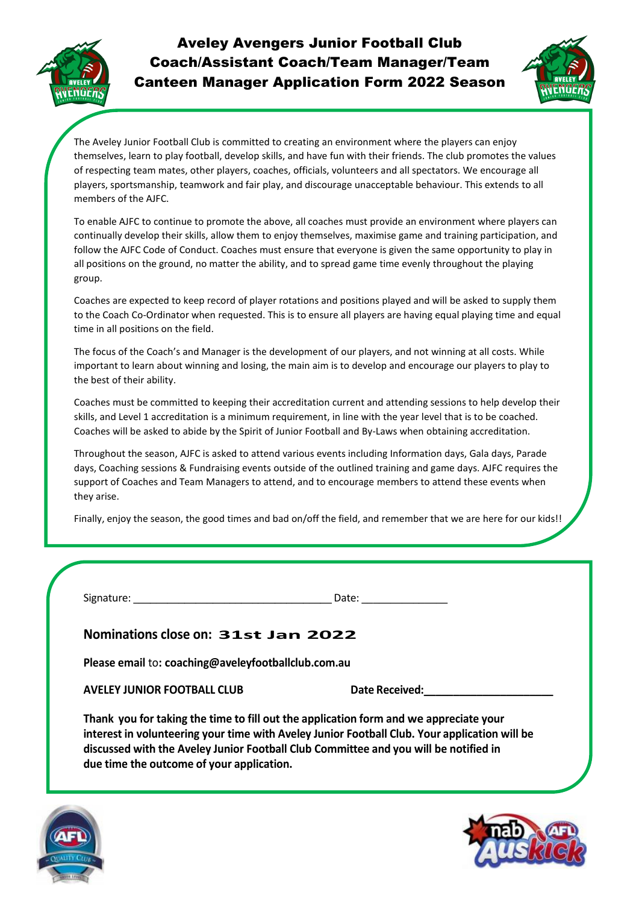# Aveley Avengers Junior Football Club Coach/Assistant Coach/Team Manager/Team Canteen Manager Application Form 2022 Season

The Aveley Junior Football Club is committed to creating an environment where the players can enjoy themselves, learn to play football, develop skills, and have fun with their friends. The club promotes the values of respecting team mates, other players, coaches, officials, volunteers and all spectators. We encourage all players, sportsmanship, teamwork and fair play, and discourage unacceptable behaviour. This extends to all members of the AJFC.

To enable AJFC to continue to promote the above, all coaches must provide an environment where players can continually develop their skills, allow them to enjoy themselves, maximise game and training participation, and follow the AJFC Code of Conduct. Coaches must ensure that everyone is given the same opportunity to play in all positions on the ground, no matter the ability, and to spread game time evenly throughout the playing group.

Coaches are expected to keep record of player rotations and positions played and will be asked to supply them to the Coach Co-Ordinator when requested. This is to ensure all players are having equal playing time and equal time in all positions on the field.

The focus of the Coach's and Manager is the development of our players, and not winning at all costs. While important to learn about winning and losing, the main aim is to develop and encourage our players to play to the best of their ability.

Coaches must be committed to keeping their accreditation current and attending sessions to help develop their skills, and Level 1 accreditation is a minimum requirement, in line with the year level that is to be coached. Coaches will be asked to abide by the Spirit of Junior Football and By-Laws when obtaining accreditation.

Throughout the season, AJFC is asked to attend various events including Information days, Gala days, Parade days, Coaching sessions & Fundraising events outside of the outlined training and game days. AJFC requires the support of Coaches and Team Managers to attend, and to encourage members to attend these events when they arise.

Finally, enjoy the season, the good times and bad on/off the field, and remember that we are here for our kids!!

Signature: _________________________________ Date: _______________

**Nominations close on: 31st Jan 2022**

**Please email** to: **coaching@aveleyfootballclub.com.au**

**AVELEY JUNIOR FOOTBALL CLUB** **Date Received:_____________________**

**Thank you for taking the time to fill out the application form and we appreciate your interest in volunteering your time with Aveley Junior Football Club. Your application will be discussed with the Aveley Junior Football Club Committee and you will be notified in due time the outcome of your application.**